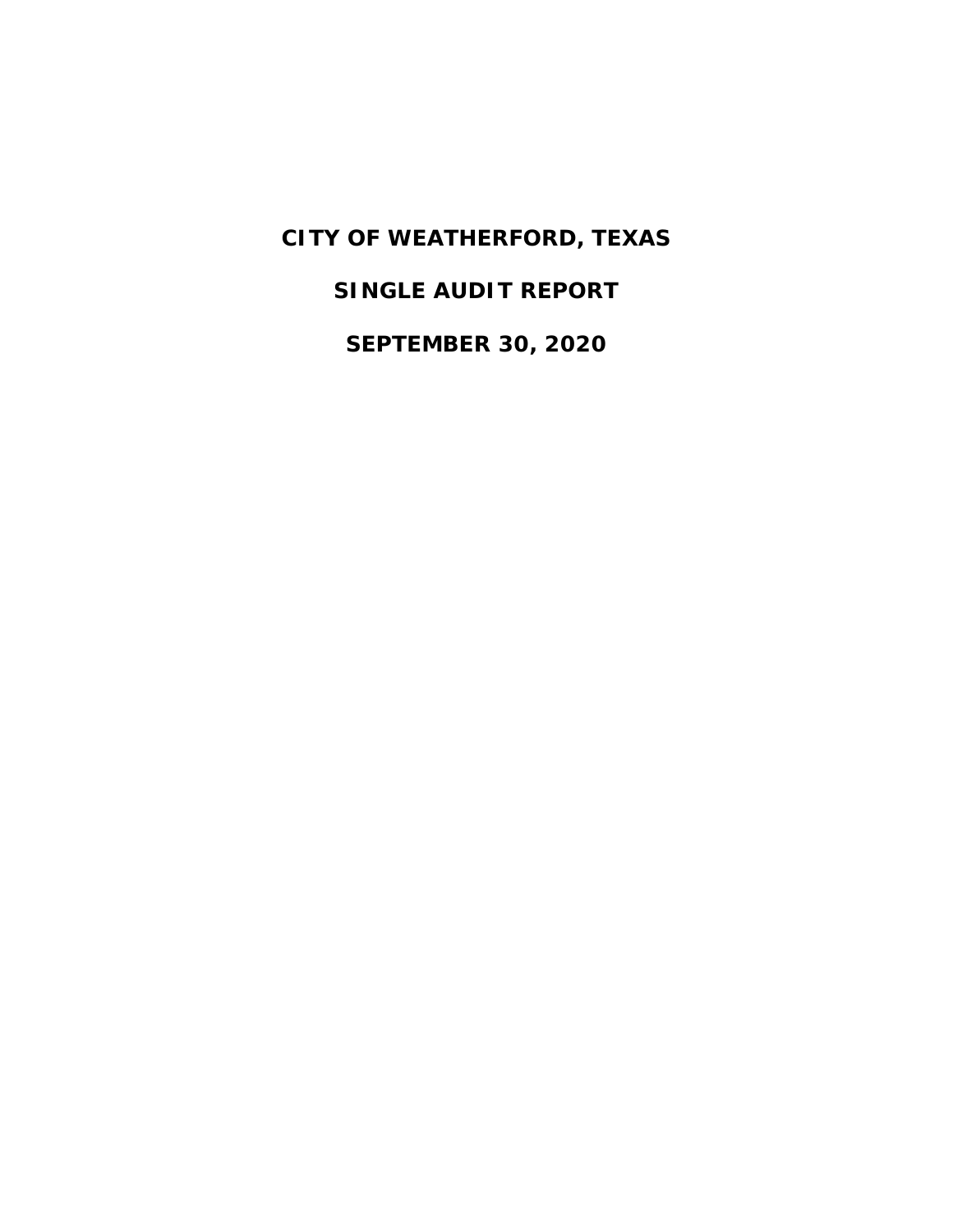# CITY OF WEATHERFORD, TEXAS

# SINGLE AUDIT REPORT

# SEPTEMBER 30, 2020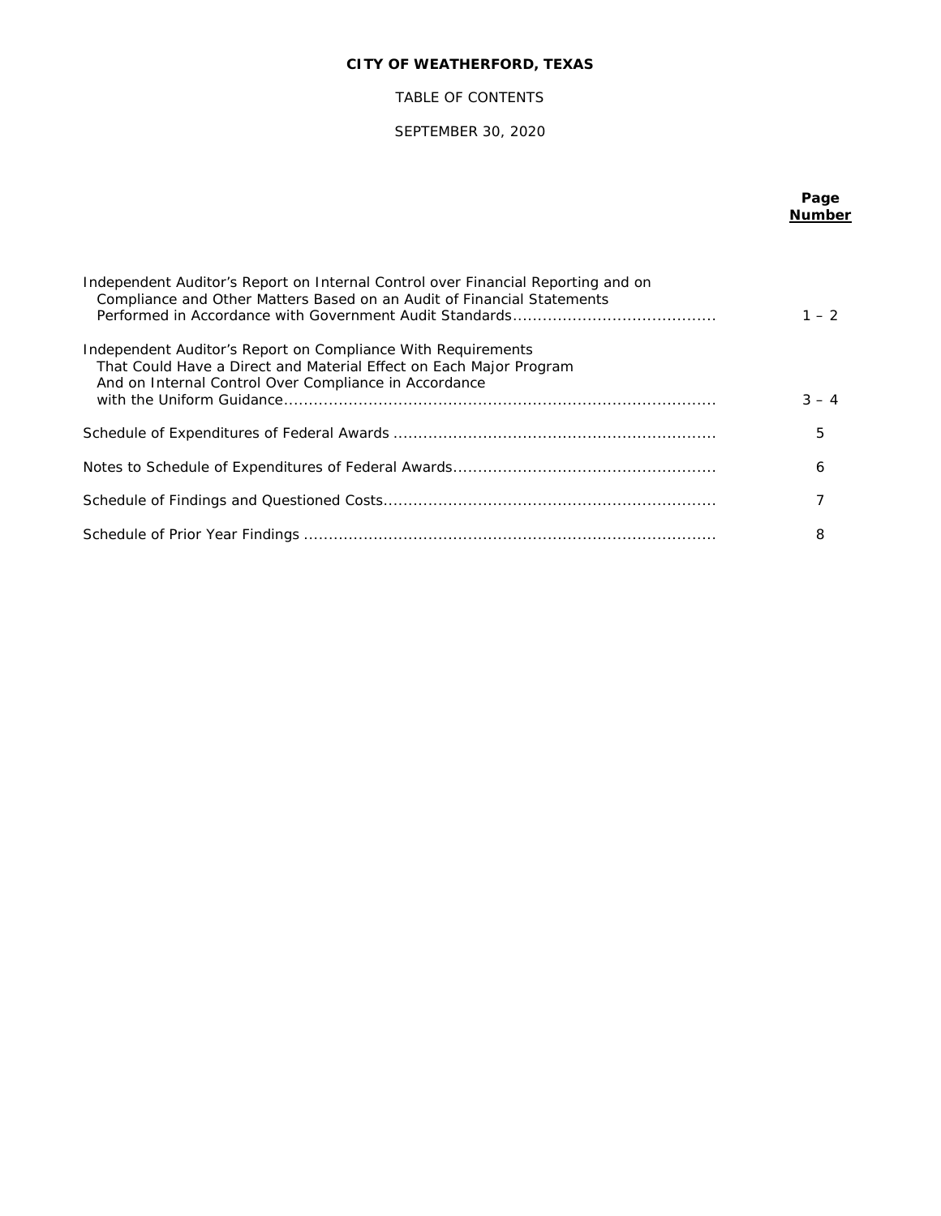**CITY OF WEATHERFORD, TEXAS**

TABLE OF CONTENTS

SEPTEMBER 30, 2020

| | Page Number |
|---|---|
| Independent Auditor's Report on Internal Control over Financial Reporting and on Compliance and Other Matters Based on an Audit of Financial Statements Performed in Accordance with Government Audit Standards | 1 – 2 |
| Independent Auditor's Report on Compliance With Requirements That Could Have a Direct and Material Effect on Each Major Program And on Internal Control Over Compliance in Accordance with the Uniform Guidance | 3 – 4 |
| Schedule of Expenditures of Federal Awards | 5 |
| Notes to Schedule of Expenditures of Federal Awards | 6 |
| Schedule of Findings and Questioned Costs | 7 |
| Schedule of Prior Year Findings | 8 |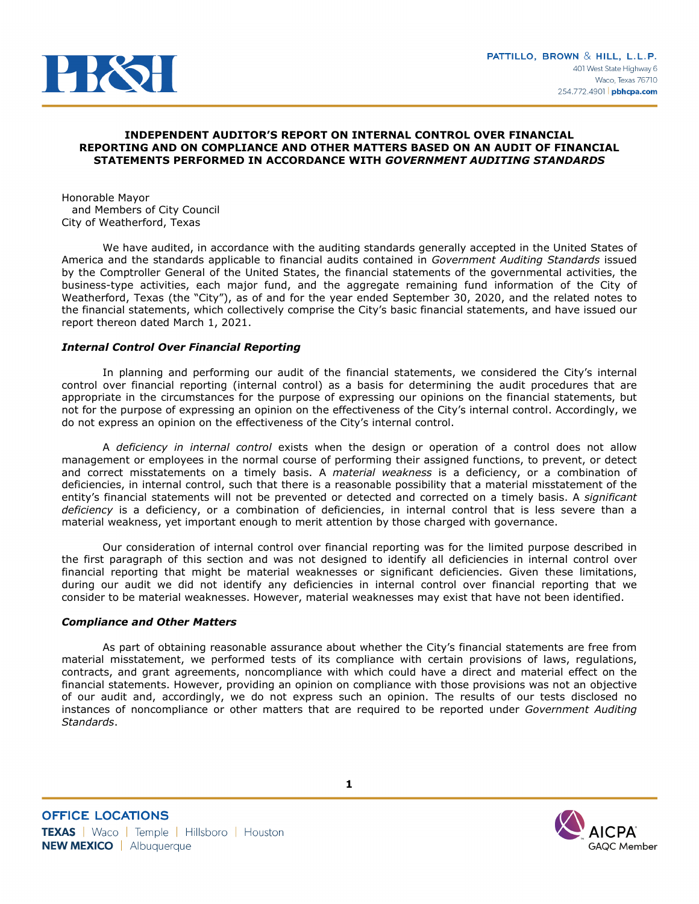**PATTILLO, BROWN & HILL, L.L.P.**
401 West State Highway 6
Waco, Texas 76710
254.772.4901 | pbhcpa.com

## INDEPENDENT AUDITOR'S REPORT ON INTERNAL CONTROL OVER FINANCIAL REPORTING AND ON COMPLIANCE AND OTHER MATTERS BASED ON AN AUDIT OF FINANCIAL STATEMENTS PERFORMED IN ACCORDANCE WITH *GOVERNMENT AUDITING STANDARDS*

Honorable Mayor
and Members of City Council
City of Weatherford, Texas

We have audited, in accordance with the auditing standards generally accepted in the United States of America and the standards applicable to financial audits contained in *Government Auditing Standards* issued by the Comptroller General of the United States, the financial statements of the governmental activities, the business-type activities, each major fund, and the aggregate remaining fund information of the City of Weatherford, Texas (the "City"), as of and for the year ended September 30, 2020, and the related notes to the financial statements, which collectively comprise the City's basic financial statements, and have issued our report thereon dated March 1, 2021.

### *Internal Control Over Financial Reporting*

In planning and performing our audit of the financial statements, we considered the City's internal control over financial reporting (internal control) as a basis for determining the audit procedures that are appropriate in the circumstances for the purpose of expressing our opinions on the financial statements, but not for the purpose of expressing an opinion on the effectiveness of the City's internal control. Accordingly, we do not express an opinion on the effectiveness of the City's internal control.

A *deficiency in internal control* exists when the design or operation of a control does not allow management or employees in the normal course of performing their assigned functions, to prevent, or detect and correct misstatements on a timely basis. A *material weakness* is a deficiency, or a combination of deficiencies, in internal control, such that there is a reasonable possibility that a material misstatement of the entity's financial statements will not be prevented or detected and corrected on a timely basis. A *significant deficiency* is a deficiency, or a combination of deficiencies, in internal control that is less severe than a material weakness, yet important enough to merit attention by those charged with governance.

Our consideration of internal control over financial reporting was for the limited purpose described in the first paragraph of this section and was not designed to identify all deficiencies in internal control over financial reporting that might be material weaknesses or significant deficiencies. Given these limitations, during our audit we did not identify any deficiencies in internal control over financial reporting that we consider to be material weaknesses. However, material weaknesses may exist that have not been identified.

### *Compliance and Other Matters*

As part of obtaining reasonable assurance about whether the City's financial statements are free from material misstatement, we performed tests of its compliance with certain provisions of laws, regulations, contracts, and grant agreements, noncompliance with which could have a direct and material effect on the financial statements. However, providing an opinion on compliance with those provisions was not an objective of our audit and, accordingly, we do not express such an opinion. The results of our tests disclosed no instances of noncompliance or other matters that are required to be reported under *Government Auditing Standards*.

**OFFICE LOCATIONS**
**TEXAS** | Waco | Temple | Hillsboro | Houston
**NEW MEXICO** | Albuquerque

AICPA GAQC Member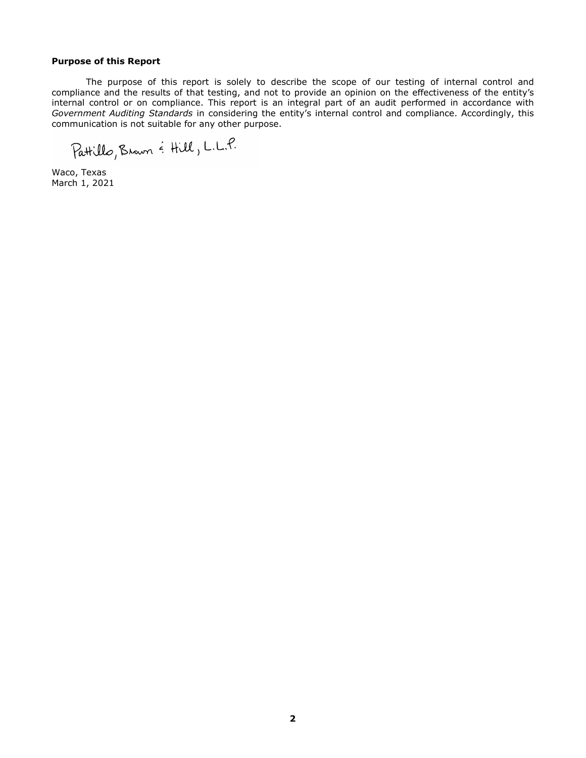**Purpose of this Report**

The purpose of this report is solely to describe the scope of our testing of internal control and compliance and the results of that testing, and not to provide an opinion on the effectiveness of the entity's internal control or on compliance. This report is an integral part of an audit performed in accordance with *Government Auditing Standards* in considering the entity's internal control and compliance. Accordingly, this communication is not suitable for any other purpose.

Pattillo, Brown & Hill, L.L.P.

Waco, Texas
March 1, 2021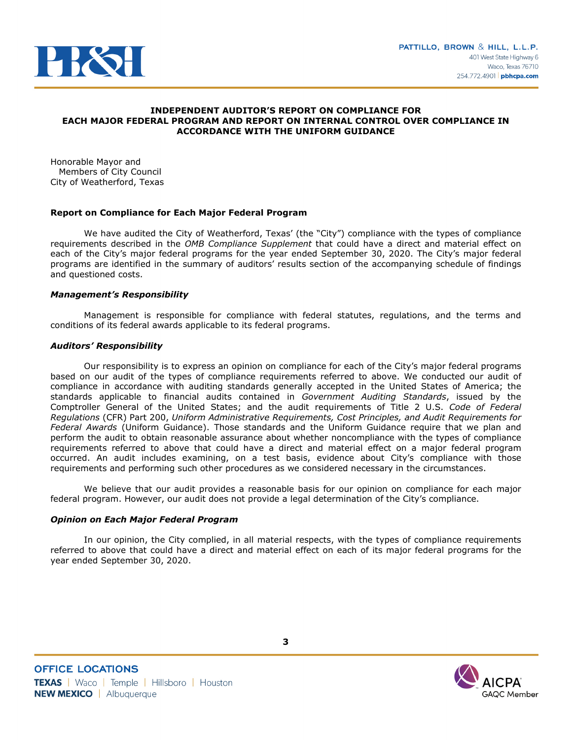**INDEPENDENT AUDITOR'S REPORT ON COMPLIANCE FOR EACH MAJOR FEDERAL PROGRAM AND REPORT ON INTERNAL CONTROL OVER COMPLIANCE IN ACCORDANCE WITH THE UNIFORM GUIDANCE**

Honorable Mayor and
Members of City Council
City of Weatherford, Texas

**Report on Compliance for Each Major Federal Program**

We have audited the City of Weatherford, Texas' (the "City") compliance with the types of compliance requirements described in the *OMB Compliance Supplement* that could have a direct and material effect on each of the City's major federal programs for the year ended September 30, 2020. The City's major federal programs are identified in the summary of auditors' results section of the accompanying schedule of findings and questioned costs.

***Management's Responsibility***

Management is responsible for compliance with federal statutes, regulations, and the terms and conditions of its federal awards applicable to its federal programs.

***Auditors' Responsibility***

Our responsibility is to express an opinion on compliance for each of the City's major federal programs based on our audit of the types of compliance requirements referred to above. We conducted our audit of compliance in accordance with auditing standards generally accepted in the United States of America; the standards applicable to financial audits contained in *Government Auditing Standards*, issued by the Comptroller General of the United States; and the audit requirements of Title 2 U.S. *Code of Federal Regulations* (CFR) Part 200, *Uniform Administrative Requirements, Cost Principles, and Audit Requirements for Federal Awards* (Uniform Guidance). Those standards and the Uniform Guidance require that we plan and perform the audit to obtain reasonable assurance about whether noncompliance with the types of compliance requirements referred to above that could have a direct and material effect on a major federal program occurred. An audit includes examining, on a test basis, evidence about City's compliance with those requirements and performing such other procedures as we considered necessary in the circumstances.

We believe that our audit provides a reasonable basis for our opinion on compliance for each major federal program. However, our audit does not provide a legal determination of the City's compliance.

***Opinion on Each Major Federal Program***

In our opinion, the City complied, in all material respects, with the types of compliance requirements referred to above that could have a direct and material effect on each of its major federal programs for the year ended September 30, 2020.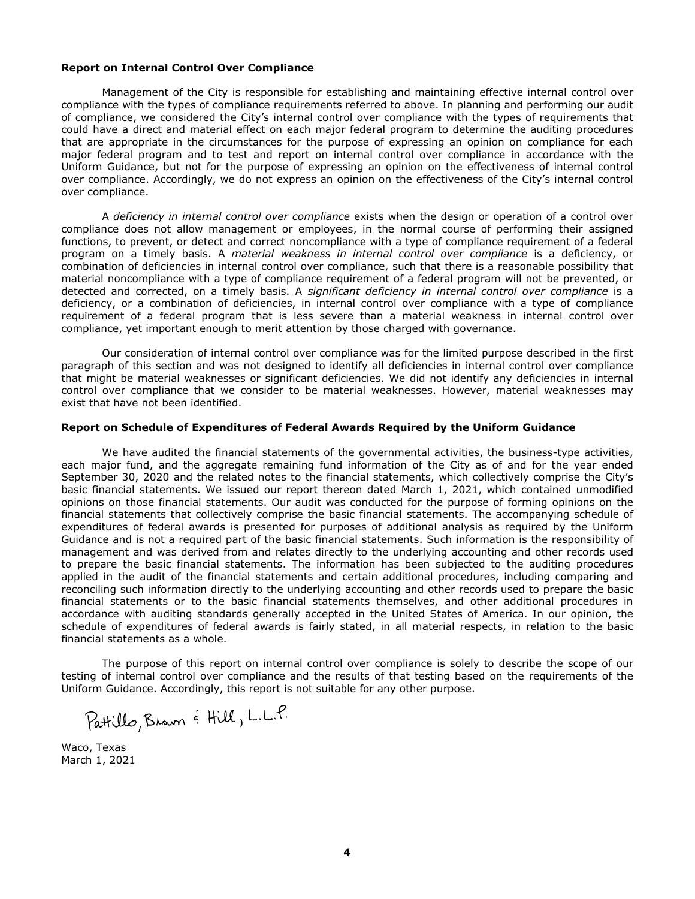**Report on Internal Control Over Compliance**

Management of the City is responsible for establishing and maintaining effective internal control over compliance with the types of compliance requirements referred to above. In planning and performing our audit of compliance, we considered the City's internal control over compliance with the types of requirements that could have a direct and material effect on each major federal program to determine the auditing procedures that are appropriate in the circumstances for the purpose of expressing an opinion on compliance for each major federal program and to test and report on internal control over compliance in accordance with the Uniform Guidance, but not for the purpose of expressing an opinion on the effectiveness of internal control over compliance. Accordingly, we do not express an opinion on the effectiveness of the City's internal control over compliance.

A *deficiency in internal control over compliance* exists when the design or operation of a control over compliance does not allow management or employees, in the normal course of performing their assigned functions, to prevent, or detect and correct noncompliance with a type of compliance requirement of a federal program on a timely basis. A *material weakness in internal control over compliance* is a deficiency, or combination of deficiencies in internal control over compliance, such that there is a reasonable possibility that material noncompliance with a type of compliance requirement of a federal program will not be prevented, or detected and corrected, on a timely basis. A *significant deficiency in internal control over compliance* is a deficiency, or a combination of deficiencies, in internal control over compliance with a type of compliance requirement of a federal program that is less severe than a material weakness in internal control over compliance, yet important enough to merit attention by those charged with governance.

Our consideration of internal control over compliance was for the limited purpose described in the first paragraph of this section and was not designed to identify all deficiencies in internal control over compliance that might be material weaknesses or significant deficiencies. We did not identify any deficiencies in internal control over compliance that we consider to be material weaknesses. However, material weaknesses may exist that have not been identified.

**Report on Schedule of Expenditures of Federal Awards Required by the Uniform Guidance**

We have audited the financial statements of the governmental activities, the business-type activities, each major fund, and the aggregate remaining fund information of the City as of and for the year ended September 30, 2020 and the related notes to the financial statements, which collectively comprise the City's basic financial statements. We issued our report thereon dated March 1, 2021, which contained unmodified opinions on those financial statements. Our audit was conducted for the purpose of forming opinions on the financial statements that collectively comprise the basic financial statements. The accompanying schedule of expenditures of federal awards is presented for purposes of additional analysis as required by the Uniform Guidance and is not a required part of the basic financial statements. Such information is the responsibility of management and was derived from and relates directly to the underlying accounting and other records used to prepare the basic financial statements. The information has been subjected to the auditing procedures applied in the audit of the financial statements and certain additional procedures, including comparing and reconciling such information directly to the underlying accounting and other records used to prepare the basic financial statements or to the basic financial statements themselves, and other additional procedures in accordance with auditing standards generally accepted in the United States of America. In our opinion, the schedule of expenditures of federal awards is fairly stated, in all material respects, in relation to the basic financial statements as a whole.

The purpose of this report on internal control over compliance is solely to describe the scope of our testing of internal control over compliance and the results of that testing based on the requirements of the Uniform Guidance. Accordingly, this report is not suitable for any other purpose.

Pattillo, Brown & Hill, L.L.P.

Waco, Texas
March 1, 2021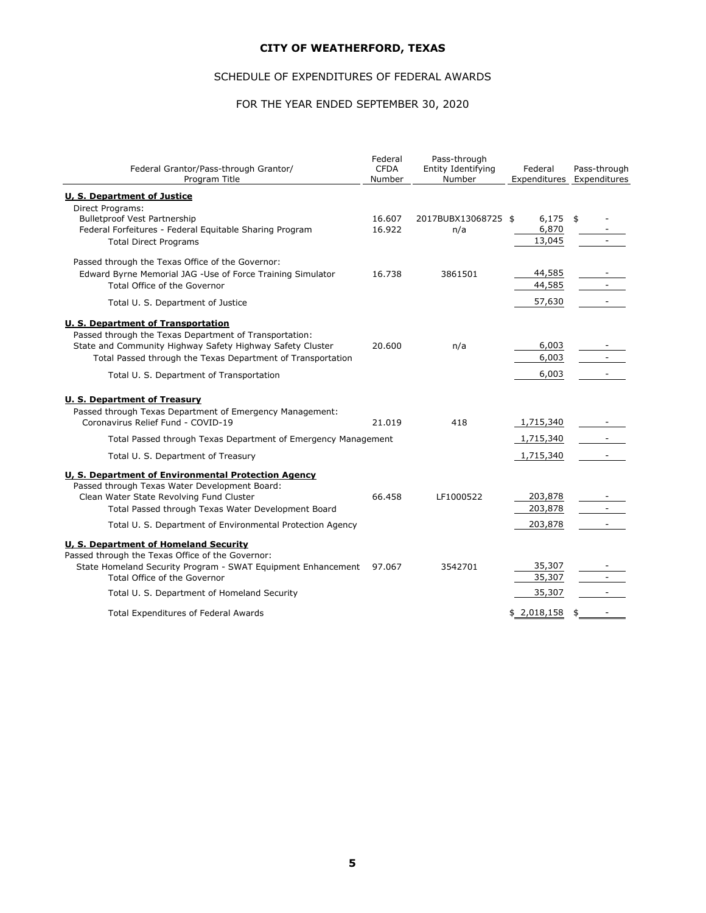# CITY OF WEATHERFORD, TEXAS

## SCHEDULE OF EXPENDITURES OF FEDERAL AWARDS

## FOR THE YEAR ENDED SEPTEMBER 30, 2020

| Federal Grantor/Pass-through Grantor/ Program Title | Federal CFDA Number | Pass-through Entity Identifying Number | Federal Expenditures | Pass-through Expenditures |
|---|---|---|---|---|
| **U, S. Department of Justice** | | | | |
| Direct Programs: | | | | |
| Bulletproof Vest Partnership | 16.607 | 2017BUBX13068725 | $ 6,175 | $ - |
| Federal Forfeitures - Federal Equitable Sharing Program | 16.922 | n/a | 6,870 | - |
| Total Direct Programs | | | 13,045 | - |
| Passed through the Texas Office of the Governor: | | | | |
| Edward Byrne Memorial JAG -Use of Force Training Simulator | 16.738 | 3861501 | 44,585 | - |
| Total Office of the Governor | | | 44,585 | - |
| Total U. S. Department of Justice | | | 57,630 | - |
| **U. S. Department of Transportation** | | | | |
| Passed through the Texas Department of Transportation: | | | | |
| State and Community Highway Safety Highway Safety Cluster | 20.600 | n/a | 6,003 | - |
| Total Passed through the Texas Department of Transportation | | | 6,003 | - |
| Total U. S. Department of Transportation | | | 6,003 | - |
| **U. S. Department of Treasury** | | | | |
| Passed through Texas Department of Emergency Management: | | | | |
| Coronavirus Relief Fund - COVID-19 | 21.019 | 418 | 1,715,340 | - |
| Total Passed through Texas Department of Emergency Management | | | 1,715,340 | - |
| Total U. S. Department of Treasury | | | 1,715,340 | - |
| **U, S. Department of Environmental Protection Agency** | | | | |
| Passed through Texas Water Development Board: | | | | |
| Clean Water State Revolving Fund Cluster | 66.458 | LF1000522 | 203,878 | - |
| Total Passed through Texas Water Development Board | | | 203,878 | - |
| Total U. S. Department of Environmental Protection Agency | | | 203,878 | - |
| **U, S. Department of Homeland Security** | | | | |
| Passed through the Texas Office of the Governor: | | | | |
| State Homeland Security Program - SWAT Equipment Enhancement | 97.067 | 3542701 | 35,307 | - |
| Total Office of the Governor | | | 35,307 | - |
| Total U. S. Department of Homeland Security | | | 35,307 | - |
| Total Expenditures of Federal Awards | | | $ 2,018,158 | $ - |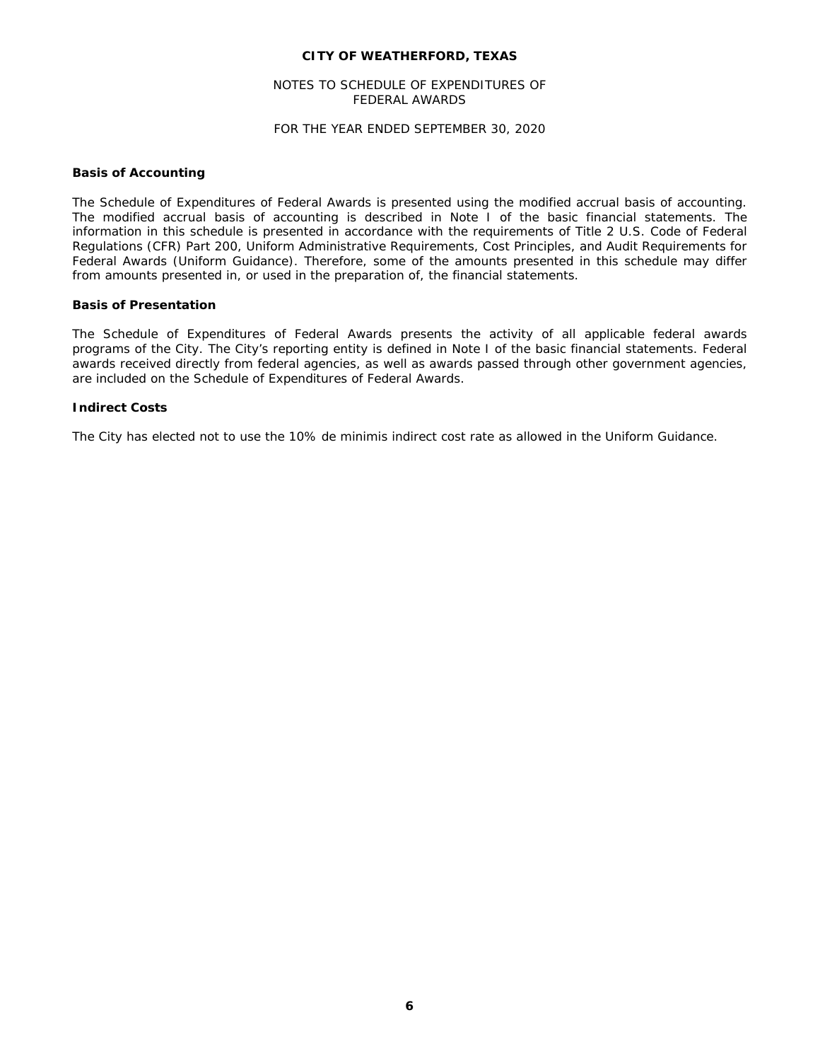**CITY OF WEATHERFORD, TEXAS**

NOTES TO SCHEDULE OF EXPENDITURES OF FEDERAL AWARDS

FOR THE YEAR ENDED SEPTEMBER 30, 2020

**Basis of Accounting**

The Schedule of Expenditures of Federal Awards is presented using the modified accrual basis of accounting. The modified accrual basis of accounting is described in Note I of the basic financial statements. The information in this schedule is presented in accordance with the requirements of Title 2 U.S. Code of Federal Regulations (CFR) Part 200, Uniform Administrative Requirements, Cost Principles, and Audit Requirements for Federal Awards (Uniform Guidance). Therefore, some of the amounts presented in this schedule may differ from amounts presented in, or used in the preparation of, the financial statements.

**Basis of Presentation**

The Schedule of Expenditures of Federal Awards presents the activity of all applicable federal awards programs of the City. The City's reporting entity is defined in Note I of the basic financial statements. Federal awards received directly from federal agencies, as well as awards passed through other government agencies, are included on the Schedule of Expenditures of Federal Awards.

**Indirect Costs**

The City has elected not to use the 10% de minimis indirect cost rate as allowed in the Uniform Guidance.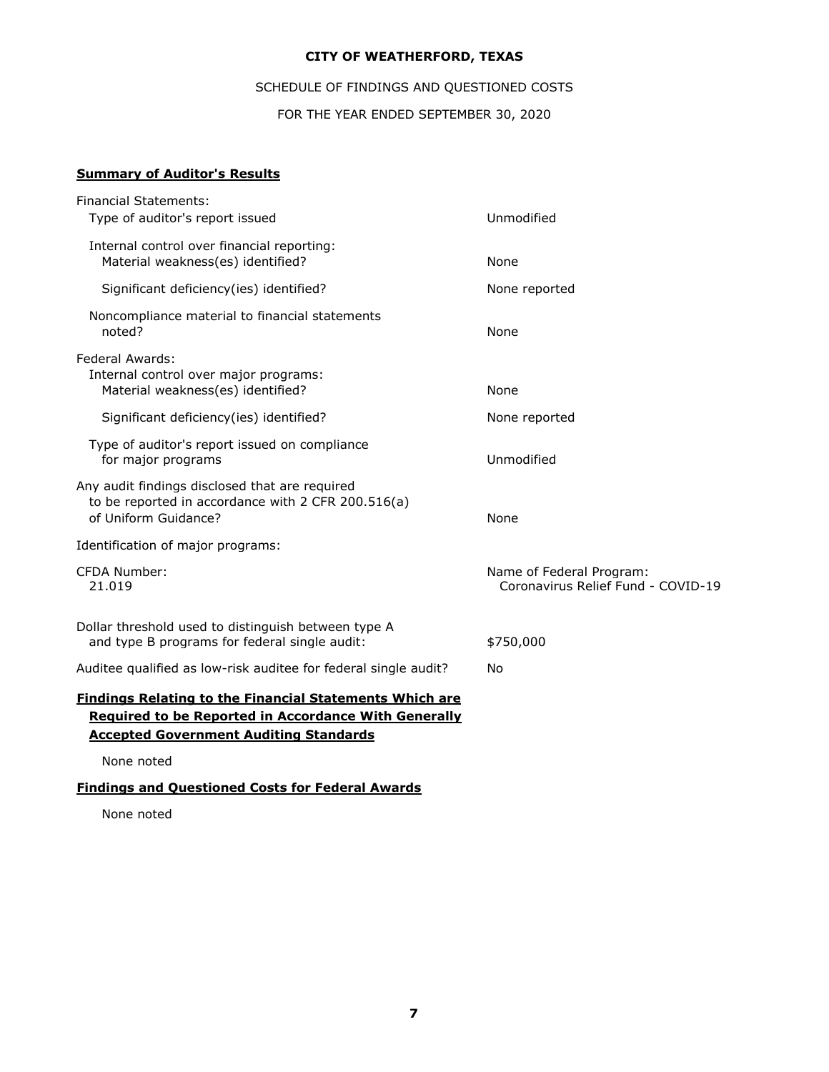**CITY OF WEATHERFORD, TEXAS**

SCHEDULE OF FINDINGS AND QUESTIONED COSTS

FOR THE YEAR ENDED SEPTEMBER 30, 2020

**Summary of Auditor's Results**

| | |
|---|---|
| Financial Statements: | |
| Type of auditor's report issued | Unmodified |
| Internal control over financial reporting: | |
| Material weakness(es) identified? | None |
| Significant deficiency(ies) identified? | None reported |
| Noncompliance material to financial statements noted? | None |
| Federal Awards: | |
| Internal control over major programs: | |
| Material weakness(es) identified? | None |
| Significant deficiency(ies) identified? | None reported |
| Type of auditor's report issued on compliance for major programs | Unmodified |
| Any audit findings disclosed that are required to be reported in accordance with 2 CFR 200.516(a) of Uniform Guidance? | None |
| Identification of major programs: | |
| CFDA Number: 21.019 | Name of Federal Program: Coronavirus Relief Fund - COVID-19 |
| Dollar threshold used to distinguish between type A and type B programs for federal single audit: | \$750,000 |
| Auditee qualified as low-risk auditee for federal single audit? | No |

**Findings Relating to the Financial Statements Which are Required to be Reported in Accordance With Generally Accepted Government Auditing Standards**

None noted

**Findings and Questioned Costs for Federal Awards**

None noted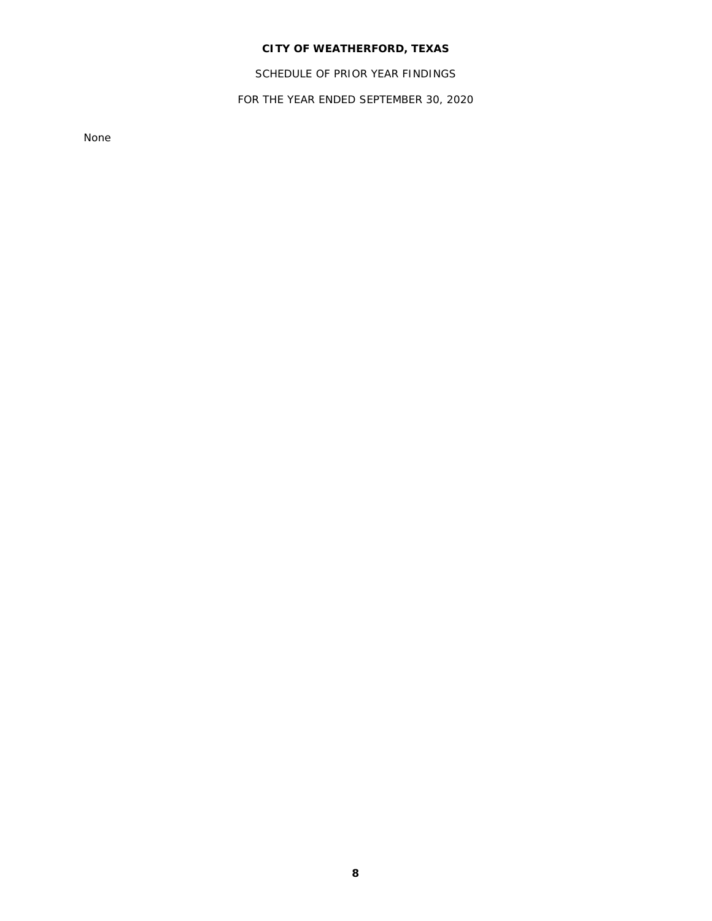**CITY OF WEATHERFORD, TEXAS**

SCHEDULE OF PRIOR YEAR FINDINGS

FOR THE YEAR ENDED SEPTEMBER 30, 2020

None